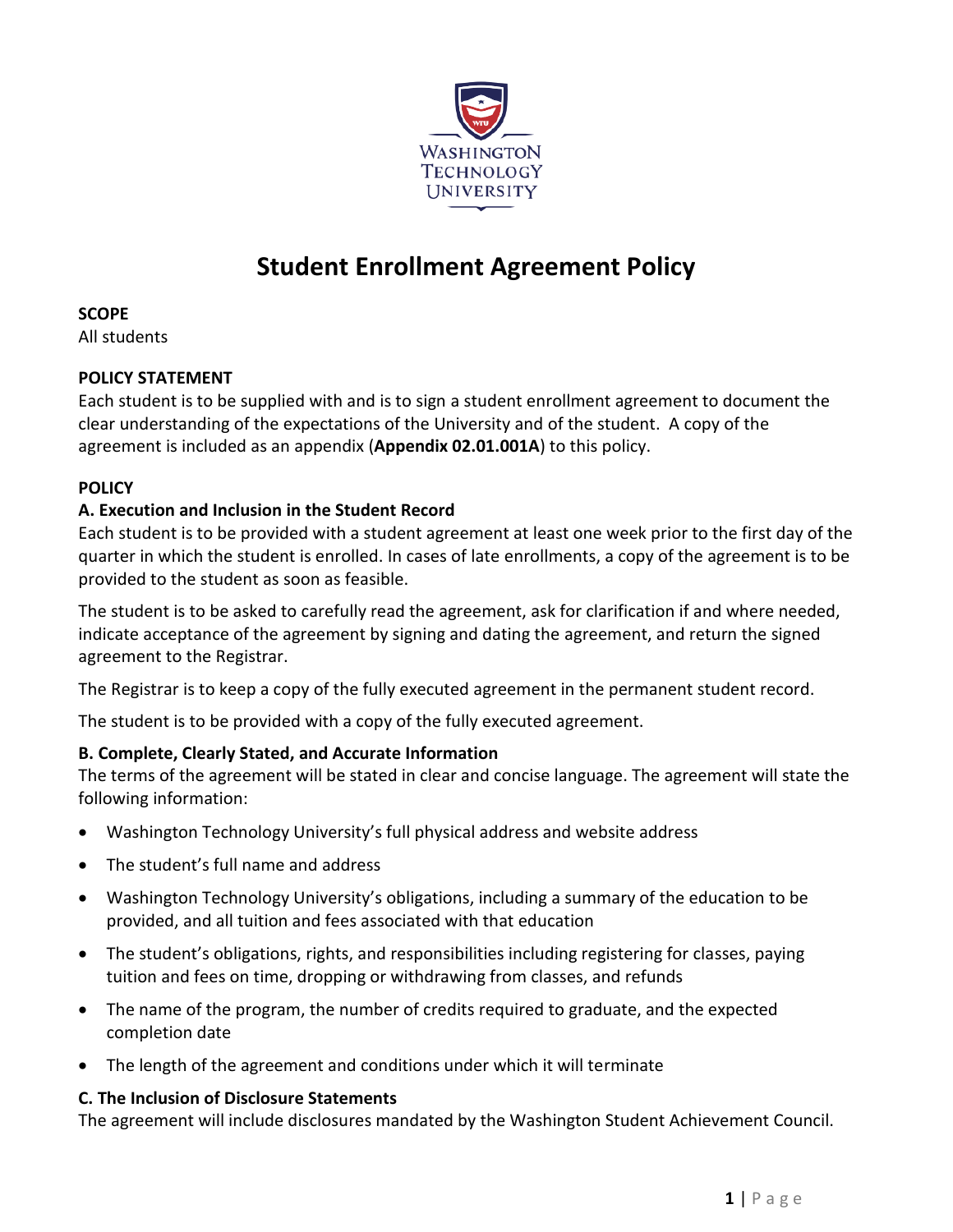WASHINGTON TECHNOLOGY UNIVERSITY

# Student Enrollment Agreement Policy

**SCOPE**
All students

**POLICY STATEMENT**
Each student is to be supplied with and is to sign a student enrollment agreement to document the clear understanding of the expectations of the University and of the student. A copy of the agreement is included as an appendix (**Appendix 02.01.001A**) to this policy.

**POLICY**

**A. Execution and Inclusion in the Student Record**
Each student is to be provided with a student agreement at least one week prior to the first day of the quarter in which the student is enrolled. In cases of late enrollments, a copy of the agreement is to be provided to the student as soon as feasible.

The student is to be asked to carefully read the agreement, ask for clarification if and where needed, indicate acceptance of the agreement by signing and dating the agreement, and return the signed agreement to the Registrar.

The Registrar is to keep a copy of the fully executed agreement in the permanent student record.

The student is to be provided with a copy of the fully executed agreement.

**B. Complete, Clearly Stated, and Accurate Information**
The terms of the agreement will be stated in clear and concise language. The agreement will state the following information:

- Washington Technology University's full physical address and website address
- The student's full name and address
- Washington Technology University's obligations, including a summary of the education to be provided, and all tuition and fees associated with that education
- The student's obligations, rights, and responsibilities including registering for classes, paying tuition and fees on time, dropping or withdrawing from classes, and refunds
- The name of the program, the number of credits required to graduate, and the expected completion date
- The length of the agreement and conditions under which it will terminate

**C. The Inclusion of Disclosure Statements**
The agreement will include disclosures mandated by the Washington Student Achievement Council.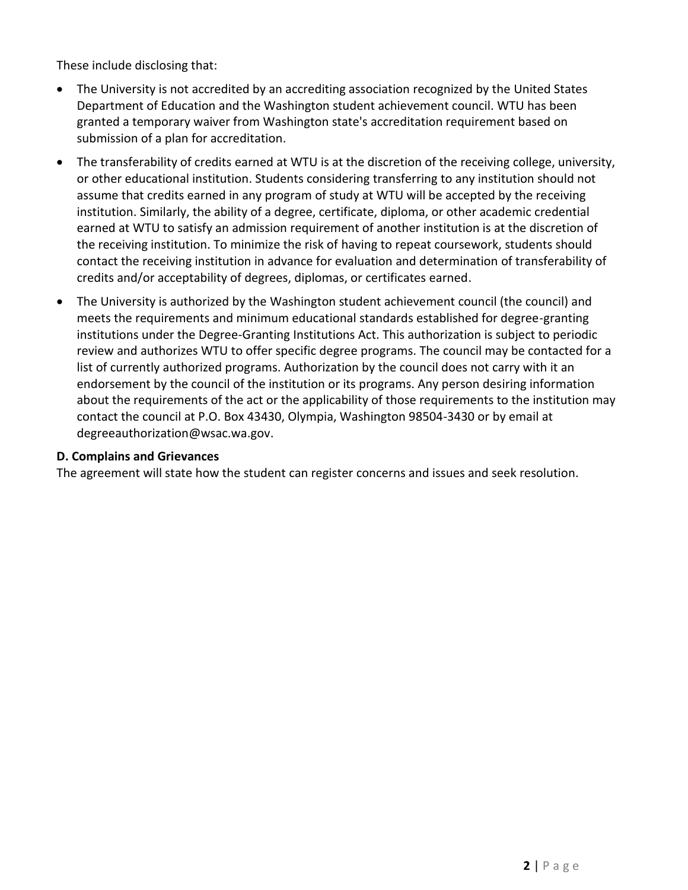These include disclosing that:

- The University is not accredited by an accrediting association recognized by the United States Department of Education and the Washington student achievement council. WTU has been granted a temporary waiver from Washington state's accreditation requirement based on submission of a plan for accreditation.
- The transferability of credits earned at WTU is at the discretion of the receiving college, university, or other educational institution. Students considering transferring to any institution should not assume that credits earned in any program of study at WTU will be accepted by the receiving institution. Similarly, the ability of a degree, certificate, diploma, or other academic credential earned at WTU to satisfy an admission requirement of another institution is at the discretion of the receiving institution. To minimize the risk of having to repeat coursework, students should contact the receiving institution in advance for evaluation and determination of transferability of credits and/or acceptability of degrees, diplomas, or certificates earned.
- The University is authorized by the Washington student achievement council (the council) and meets the requirements and minimum educational standards established for degree-granting institutions under the Degree-Granting Institutions Act. This authorization is subject to periodic review and authorizes WTU to offer specific degree programs. The council may be contacted for a list of currently authorized programs. Authorization by the council does not carry with it an endorsement by the council of the institution or its programs. Any person desiring information about the requirements of the act or the applicability of those requirements to the institution may contact the council at P.O. Box 43430, Olympia, Washington 98504-3430 or by email at degreeauthorization@wsac.wa.gov.

**D. Complains and Grievances**

The agreement will state how the student can register concerns and issues and seek resolution.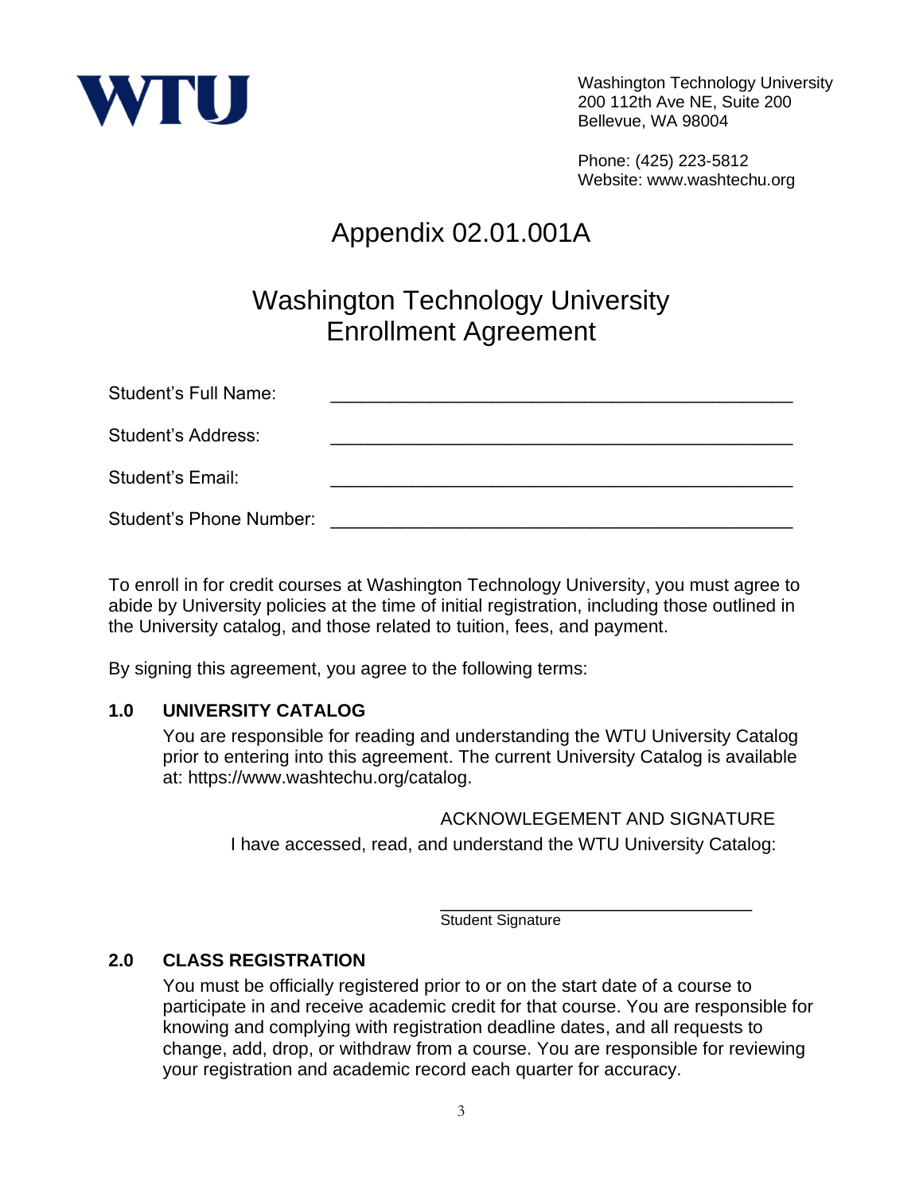WTU

Washington Technology University
200 112th Ave NE, Suite 200
Bellevue, WA 98004

Phone: (425) 223-5812
Website: www.washtechu.org

# Appendix 02.01.001A

## Washington Technology University Enrollment Agreement

Student's Full Name: ______________________________________________

Student's Address: ______________________________________________

Student's Email: ______________________________________________

Student's Phone Number: ______________________________________________

To enroll in for credit courses at Washington Technology University, you must agree to abide by University policies at the time of initial registration, including those outlined in the University catalog, and those related to tuition, fees, and payment.

By signing this agreement, you agree to the following terms:

### 1.0 UNIVERSITY CATALOG

You are responsible for reading and understanding the WTU University Catalog prior to entering into this agreement. The current University Catalog is available at: https://www.washtechu.org/catalog.

ACKNOWLEGEMENT AND SIGNATURE

I have accessed, read, and understand the WTU University Catalog:

________________________________
Student Signature

### 2.0 CLASS REGISTRATION

You must be officially registered prior to or on the start date of a course to participate in and receive academic credit for that course. You are responsible for knowing and complying with registration deadline dates, and all requests to change, add, drop, or withdraw from a course. You are responsible for reviewing your registration and academic record each quarter for accuracy.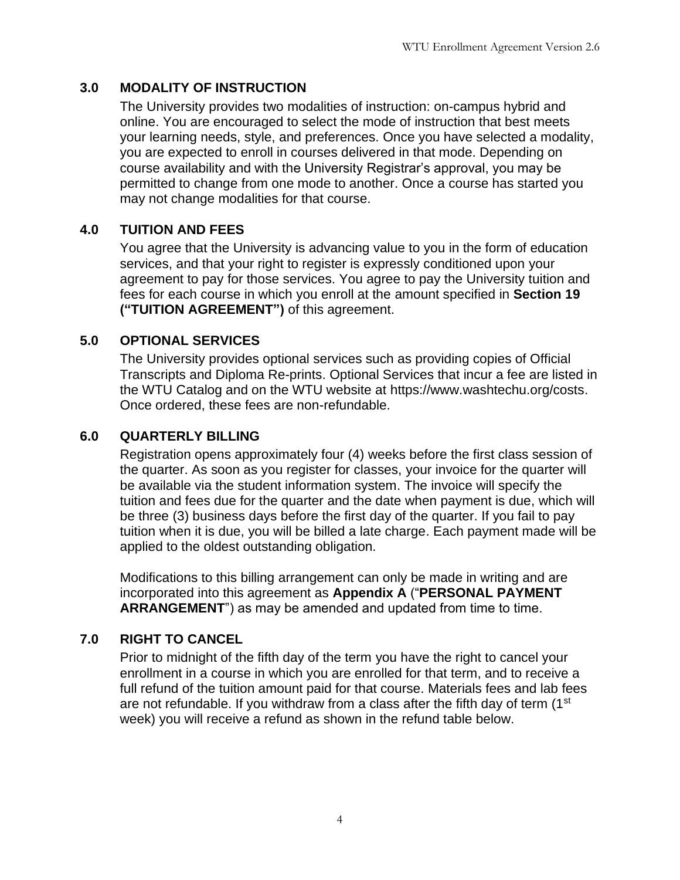## 3.0 MODALITY OF INSTRUCTION

The University provides two modalities of instruction: on-campus hybrid and online. You are encouraged to select the mode of instruction that best meets your learning needs, style, and preferences. Once you have selected a modality, you are expected to enroll in courses delivered in that mode. Depending on course availability and with the University Registrar's approval, you may be permitted to change from one mode to another. Once a course has started you may not change modalities for that course.

## 4.0 TUITION AND FEES

You agree that the University is advancing value to you in the form of education services, and that your right to register is expressly conditioned upon your agreement to pay for those services. You agree to pay the University tuition and fees for each course in which you enroll at the amount specified in **Section 19 ("TUITION AGREEMENT")** of this agreement.

## 5.0 OPTIONAL SERVICES

The University provides optional services such as providing copies of Official Transcripts and Diploma Re-prints. Optional Services that incur a fee are listed in the WTU Catalog and on the WTU website at https://www.washtechu.org/costs. Once ordered, these fees are non-refundable.

## 6.0 QUARTERLY BILLING

Registration opens approximately four (4) weeks before the first class session of the quarter. As soon as you register for classes, your invoice for the quarter will be available via the student information system. The invoice will specify the tuition and fees due for the quarter and the date when payment is due, which will be three (3) business days before the first day of the quarter. If you fail to pay tuition when it is due, you will be billed a late charge. Each payment made will be applied to the oldest outstanding obligation.

Modifications to this billing arrangement can only be made in writing and are incorporated into this agreement as **Appendix A** ("**PERSONAL PAYMENT ARRANGEMENT**") as may be amended and updated from time to time.

## 7.0 RIGHT TO CANCEL

Prior to midnight of the fifth day of the term you have the right to cancel your enrollment in a course in which you are enrolled for that term, and to receive a full refund of the tuition amount paid for that course. Materials fees and lab fees are not refundable. If you withdraw from a class after the fifth day of term (1st week) you will receive a refund as shown in the refund table below.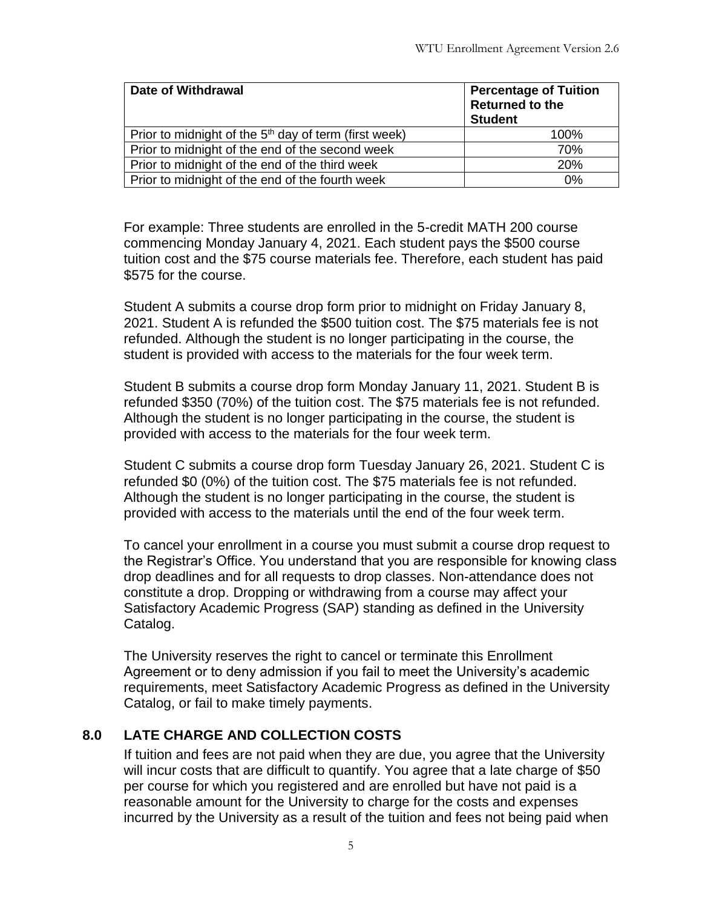| Date of Withdrawal | Percentage of Tuition Returned to the Student |
|---|---|
| Prior to midnight of the 5th day of term (first week) | 100% |
| Prior to midnight of the end of the second week | 70% |
| Prior to midnight of the end of the third week | 20% |
| Prior to midnight of the end of the fourth week | 0% |

For example: Three students are enrolled in the 5-credit MATH 200 course commencing Monday January 4, 2021. Each student pays the $500 course tuition cost and the $75 course materials fee. Therefore, each student has paid $575 for the course.

Student A submits a course drop form prior to midnight on Friday January 8, 2021. Student A is refunded the $500 tuition cost. The $75 materials fee is not refunded. Although the student is no longer participating in the course, the student is provided with access to the materials for the four week term.

Student B submits a course drop form Monday January 11, 2021. Student B is refunded $350 (70%) of the tuition cost. The $75 materials fee is not refunded. Although the student is no longer participating in the course, the student is provided with access to the materials for the four week term.

Student C submits a course drop form Tuesday January 26, 2021. Student C is refunded $0 (0%) of the tuition cost. The $75 materials fee is not refunded. Although the student is no longer participating in the course, the student is provided with access to the materials until the end of the four week term.

To cancel your enrollment in a course you must submit a course drop request to the Registrar's Office. You understand that you are responsible for knowing class drop deadlines and for all requests to drop classes. Non-attendance does not constitute a drop. Dropping or withdrawing from a course may affect your Satisfactory Academic Progress (SAP) standing as defined in the University Catalog.

The University reserves the right to cancel or terminate this Enrollment Agreement or to deny admission if you fail to meet the University's academic requirements, meet Satisfactory Academic Progress as defined in the University Catalog, or fail to make timely payments.

## 8.0 LATE CHARGE AND COLLECTION COSTS

If tuition and fees are not paid when they are due, you agree that the University will incur costs that are difficult to quantify. You agree that a late charge of $50 per course for which you registered and are enrolled but have not paid is a reasonable amount for the University to charge for the costs and expenses incurred by the University as a result of the tuition and fees not being paid when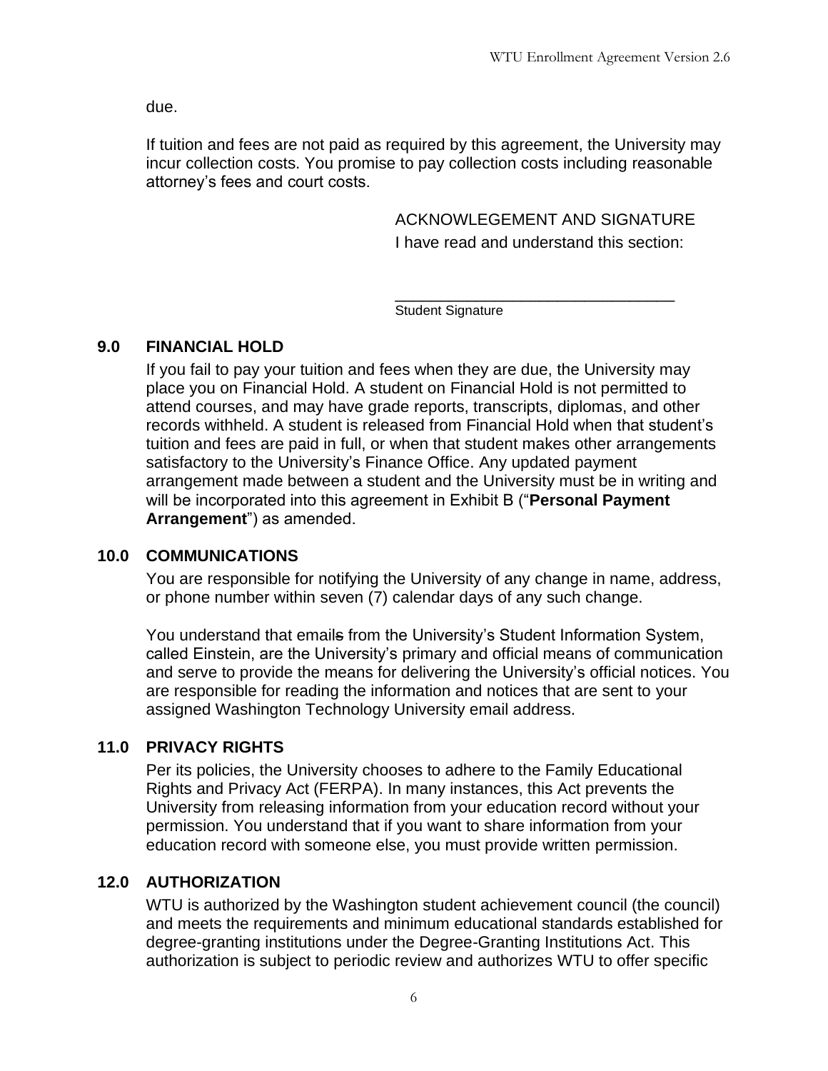due.

If tuition and fees are not paid as required by this agreement, the University may incur collection costs. You promise to pay collection costs including reasonable attorney's fees and court costs.

ACKNOWLEGEMENT AND SIGNATURE
I have read and understand this section:

\_\_\_\_\_\_\_\_\_\_\_\_\_\_\_\_\_\_\_\_\_\_\_\_\_\_\_\_\_\_\_\_\_\_
Student Signature

## 9.0 FINANCIAL HOLD

If you fail to pay your tuition and fees when they are due, the University may place you on Financial Hold. A student on Financial Hold is not permitted to attend courses, and may have grade reports, transcripts, diplomas, and other records withheld. A student is released from Financial Hold when that student's tuition and fees are paid in full, or when that student makes other arrangements satisfactory to the University's Finance Office. Any updated payment arrangement made between a student and the University must be in writing and will be incorporated into this agreement in Exhibit B ("**Personal Payment Arrangement**") as amended.

## 10.0 COMMUNICATIONS

You are responsible for notifying the University of any change in name, address, or phone number within seven (7) calendar days of any such change.

You understand that emails from the University's Student Information System, called Einstein, are the University's primary and official means of communication and serve to provide the means for delivering the University's official notices. You are responsible for reading the information and notices that are sent to your assigned Washington Technology University email address.

## 11.0 PRIVACY RIGHTS

Per its policies, the University chooses to adhere to the Family Educational Rights and Privacy Act (FERPA). In many instances, this Act prevents the University from releasing information from your education record without your permission. You understand that if you want to share information from your education record with someone else, you must provide written permission.

## 12.0 AUTHORIZATION

WTU is authorized by the Washington student achievement council (the council) and meets the requirements and minimum educational standards established for degree-granting institutions under the Degree-Granting Institutions Act. This authorization is subject to periodic review and authorizes WTU to offer specific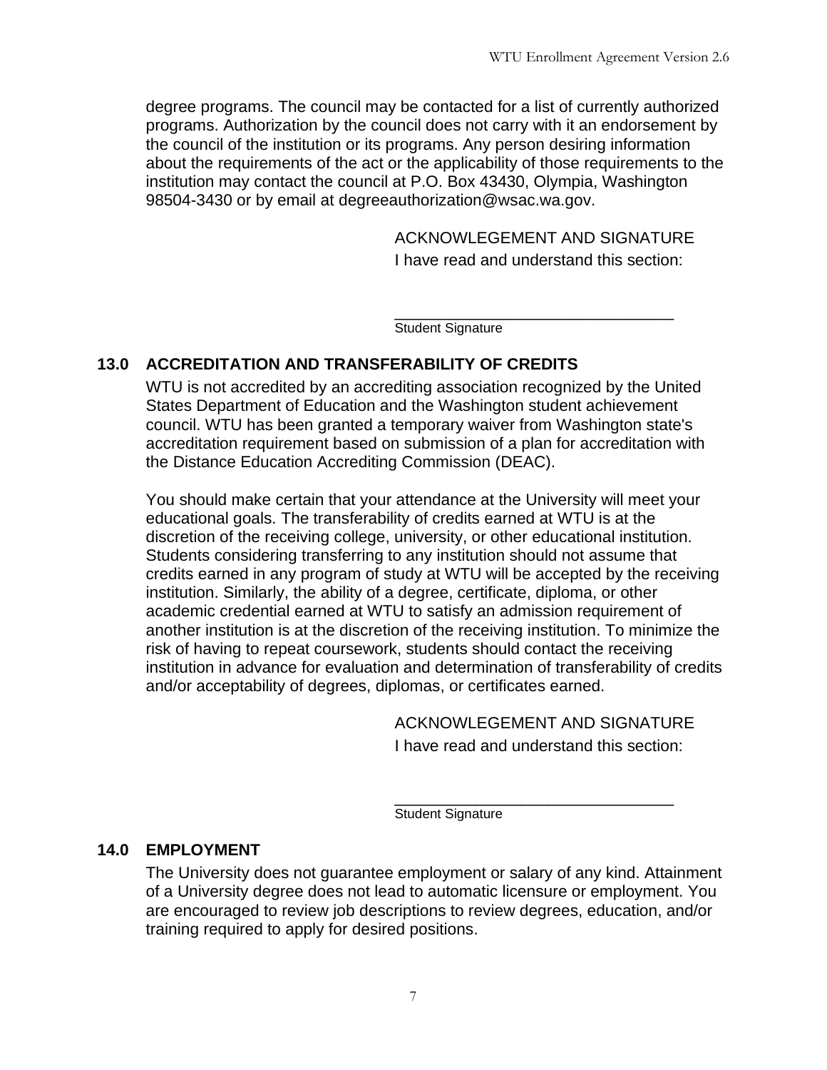degree programs. The council may be contacted for a list of currently authorized programs. Authorization by the council does not carry with it an endorsement by the council of the institution or its programs. Any person desiring information about the requirements of the act or the applicability of those requirements to the institution may contact the council at P.O. Box 43430, Olympia, Washington 98504-3430 or by email at degreeauthorization@wsac.wa.gov.

ACKNOWLEGEMENT AND SIGNATURE
I have read and understand this section:

_________________________________
Student Signature

## 13.0 ACCREDITATION AND TRANSFERABILITY OF CREDITS

WTU is not accredited by an accrediting association recognized by the United States Department of Education and the Washington student achievement council. WTU has been granted a temporary waiver from Washington state's accreditation requirement based on submission of a plan for accreditation with the Distance Education Accrediting Commission (DEAC).

You should make certain that your attendance at the University will meet your educational goals. The transferability of credits earned at WTU is at the discretion of the receiving college, university, or other educational institution. Students considering transferring to any institution should not assume that credits earned in any program of study at WTU will be accepted by the receiving institution. Similarly, the ability of a degree, certificate, diploma, or other academic credential earned at WTU to satisfy an admission requirement of another institution is at the discretion of the receiving institution. To minimize the risk of having to repeat coursework, students should contact the receiving institution in advance for evaluation and determination of transferability of credits and/or acceptability of degrees, diplomas, or certificates earned.

ACKNOWLEGEMENT AND SIGNATURE
I have read and understand this section:

_________________________________
Student Signature

## 14.0 EMPLOYMENT

The University does not guarantee employment or salary of any kind. Attainment of a University degree does not lead to automatic licensure or employment. You are encouraged to review job descriptions to review degrees, education, and/or training required to apply for desired positions.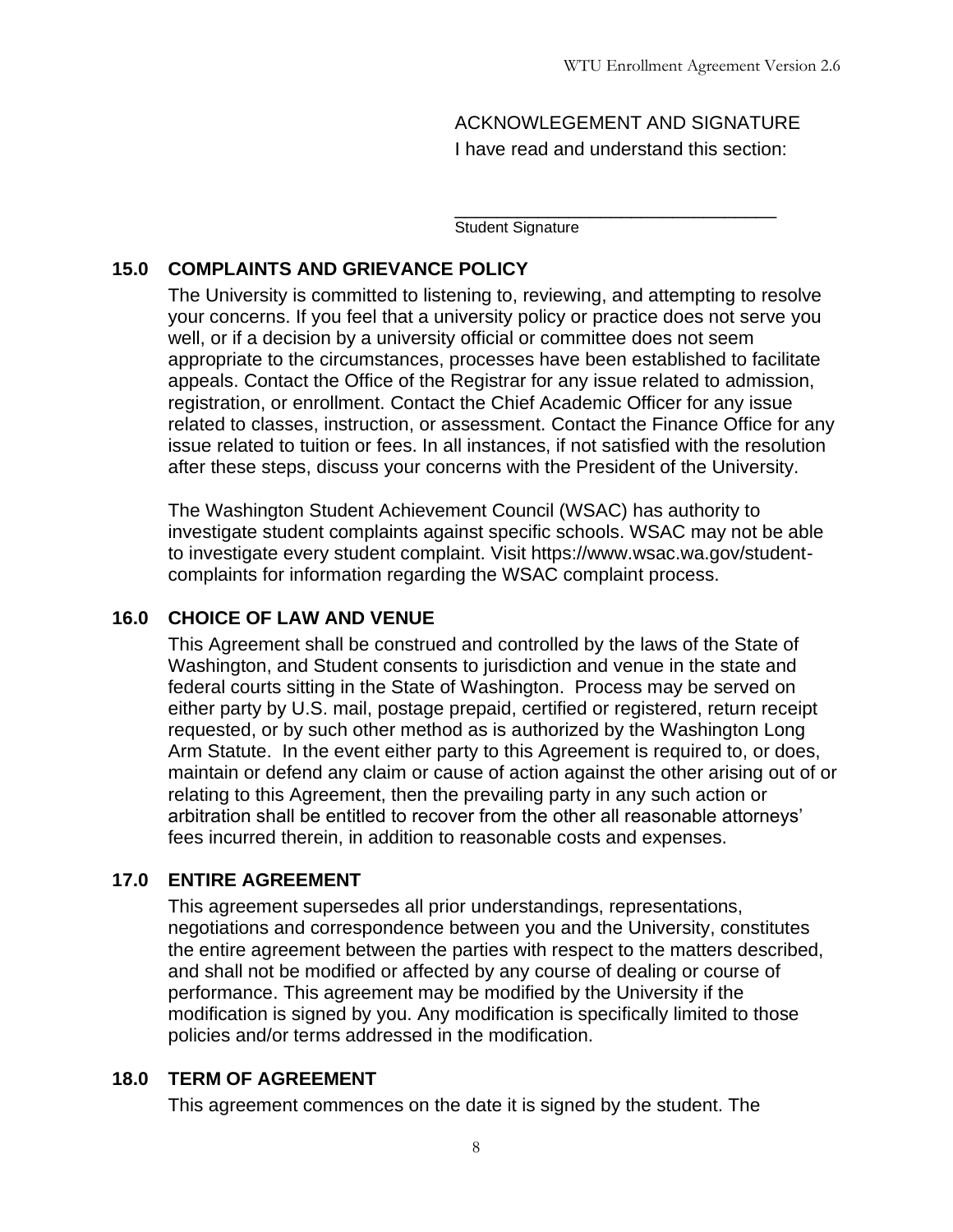ACKNOWLEGEMENT AND SIGNATURE

I have read and understand this section:

_______________________________
Student Signature

## 15.0 COMPLAINTS AND GRIEVANCE POLICY

The University is committed to listening to, reviewing, and attempting to resolve your concerns. If you feel that a university policy or practice does not serve you well, or if a decision by a university official or committee does not seem appropriate to the circumstances, processes have been established to facilitate appeals. Contact the Office of the Registrar for any issue related to admission, registration, or enrollment. Contact the Chief Academic Officer for any issue related to classes, instruction, or assessment. Contact the Finance Office for any issue related to tuition or fees. In all instances, if not satisfied with the resolution after these steps, discuss your concerns with the President of the University.

The Washington Student Achievement Council (WSAC) has authority to investigate student complaints against specific schools. WSAC may not be able to investigate every student complaint. Visit https://www.wsac.wa.gov/student-complaints for information regarding the WSAC complaint process.

## 16.0 CHOICE OF LAW AND VENUE

This Agreement shall be construed and controlled by the laws of the State of Washington, and Student consents to jurisdiction and venue in the state and federal courts sitting in the State of Washington. Process may be served on either party by U.S. mail, postage prepaid, certified or registered, return receipt requested, or by such other method as is authorized by the Washington Long Arm Statute. In the event either party to this Agreement is required to, or does, maintain or defend any claim or cause of action against the other arising out of or relating to this Agreement, then the prevailing party in any such action or arbitration shall be entitled to recover from the other all reasonable attorneys' fees incurred therein, in addition to reasonable costs and expenses.

## 17.0 ENTIRE AGREEMENT

This agreement supersedes all prior understandings, representations, negotiations and correspondence between you and the University, constitutes the entire agreement between the parties with respect to the matters described, and shall not be modified or affected by any course of dealing or course of performance. This agreement may be modified by the University if the modification is signed by you. Any modification is specifically limited to those policies and/or terms addressed in the modification.

## 18.0 TERM OF AGREEMENT

This agreement commences on the date it is signed by the student. The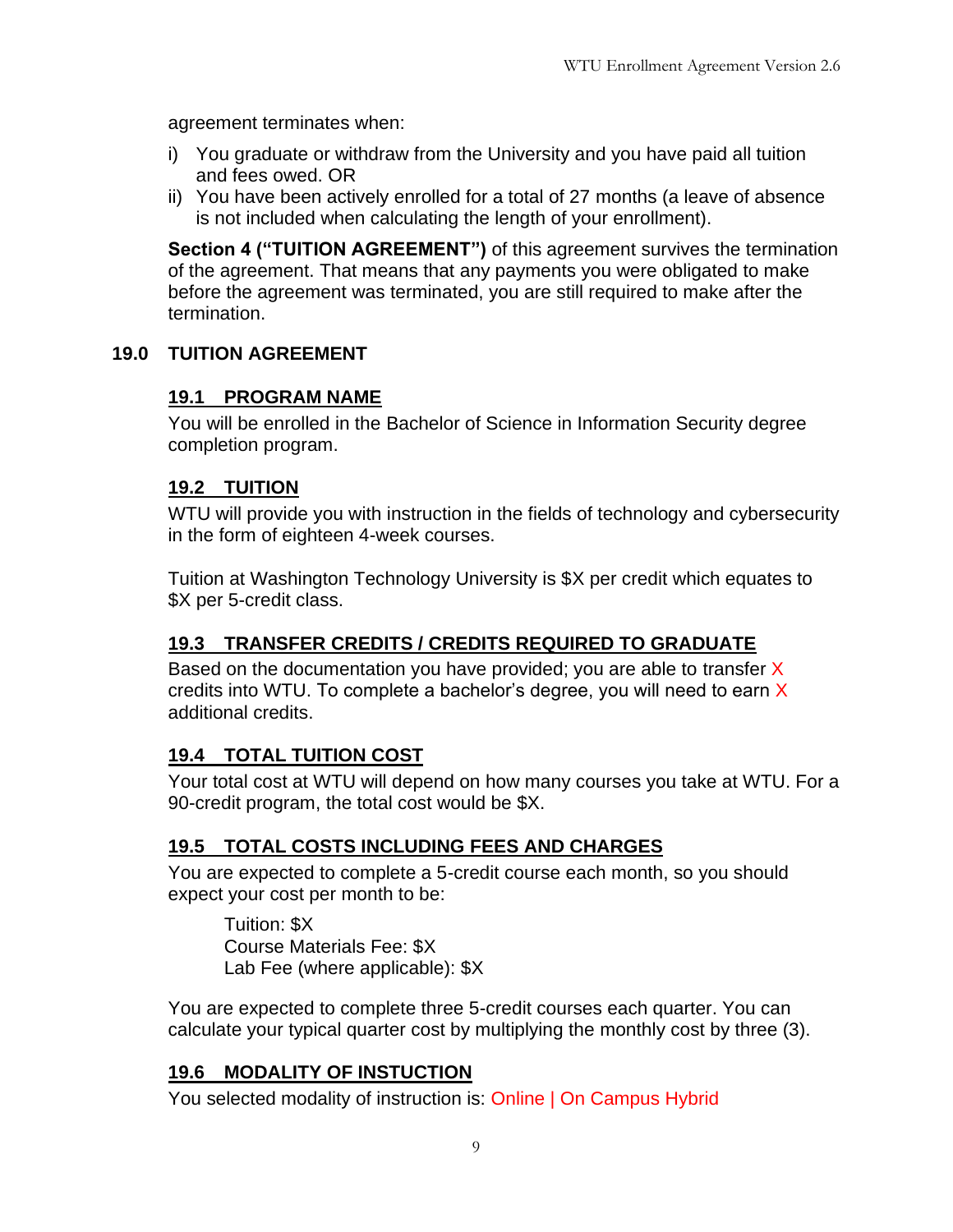agreement terminates when:

i) You graduate or withdraw from the University and you have paid all tuition and fees owed. OR
ii) You have been actively enrolled for a total of 27 months (a leave of absence is not included when calculating the length of your enrollment).

**Section 4 ("TUITION AGREEMENT")** of this agreement survives the termination of the agreement. That means that any payments you were obligated to make before the agreement was terminated, you are still required to make after the termination.

## 19.0 TUITION AGREEMENT

### 19.1 PROGRAM NAME

You will be enrolled in the Bachelor of Science in Information Security degree completion program.

### 19.2 TUITION

WTU will provide you with instruction in the fields of technology and cybersecurity in the form of eighteen 4-week courses.

Tuition at Washington Technology University is $X per credit which equates to $X per 5-credit class.

### 19.3 TRANSFER CREDITS / CREDITS REQUIRED TO GRADUATE

Based on the documentation you have provided; you are able to transfer X credits into WTU. To complete a bachelor's degree, you will need to earn X additional credits.

### 19.4 TOTAL TUITION COST

Your total cost at WTU will depend on how many courses you take at WTU. For a 90-credit program, the total cost would be $X.

### 19.5 TOTAL COSTS INCLUDING FEES AND CHARGES

You are expected to complete a 5-credit course each month, so you should expect your cost per month to be:

Tuition: $X
Course Materials Fee: $X
Lab Fee (where applicable): $X

You are expected to complete three 5-credit courses each quarter. You can calculate your typical quarter cost by multiplying the monthly cost by three (3).

### 19.6 MODALITY OF INSTUCTION

You selected modality of instruction is: Online | On Campus Hybrid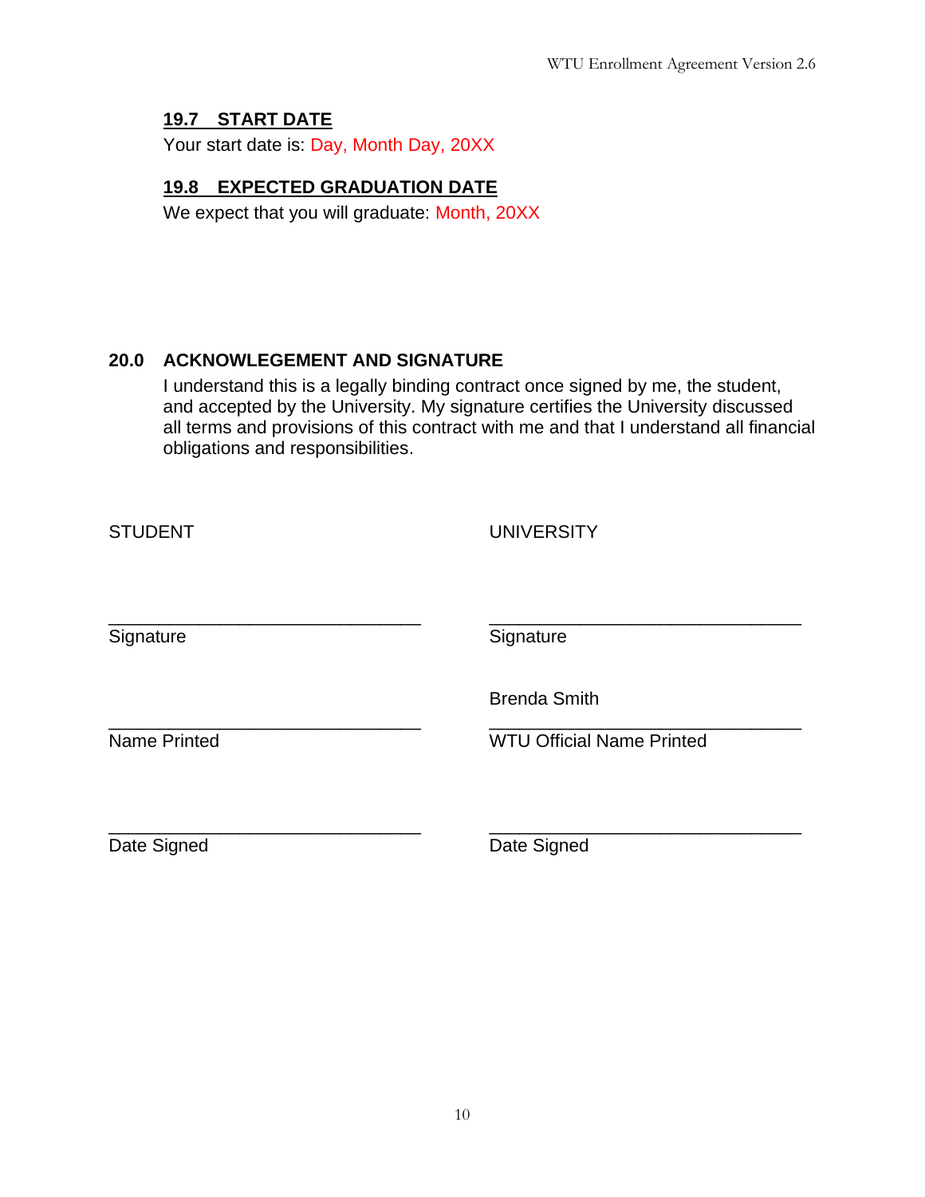### 19.7 START DATE

Your start date is: Day, Month Day, 20XX

### 19.8 EXPECTED GRADUATION DATE

We expect that you will graduate: Month, 20XX

## 20.0 ACKNOWLEGEMENT AND SIGNATURE

I understand this is a legally binding contract once signed by me, the student, and accepted by the University. My signature certifies the University discussed all terms and provisions of this contract with me and that I understand all financial obligations and responsibilities.

| STUDENT | UNIVERSITY |
| --- | --- |
| ______________________________ | ______________________________ |
| Signature | Signature |
| | Brenda Smith |
| ______________________________ | ______________________________ |
| Name Printed | WTU Official Name Printed |
| ______________________________ | ______________________________ |
| Date Signed | Date Signed |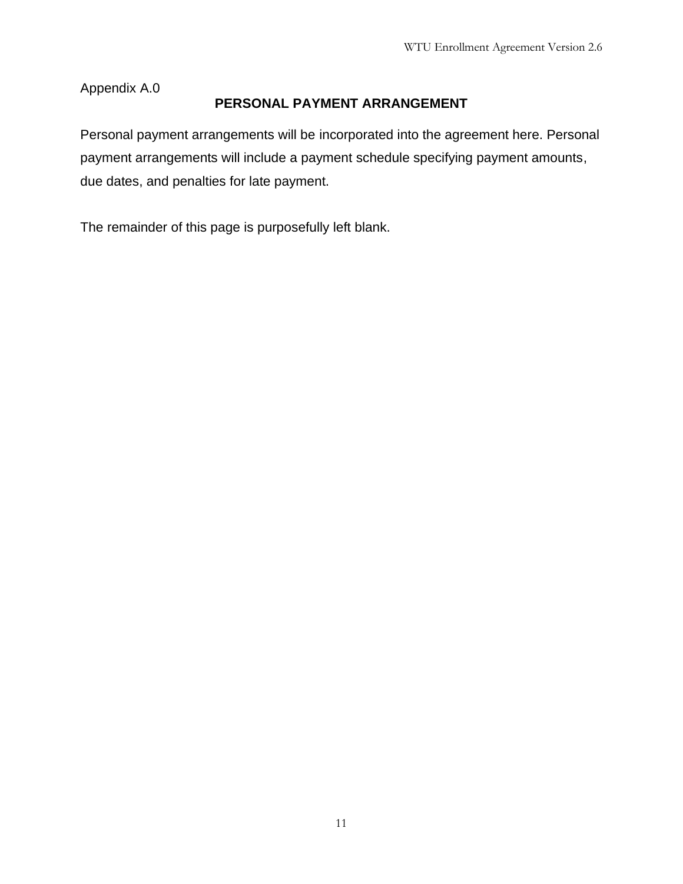Appendix A.0

## PERSONAL PAYMENT ARRANGEMENT

Personal payment arrangements will be incorporated into the agreement here. Personal payment arrangements will include a payment schedule specifying payment amounts, due dates, and penalties for late payment.

The remainder of this page is purposefully left blank.